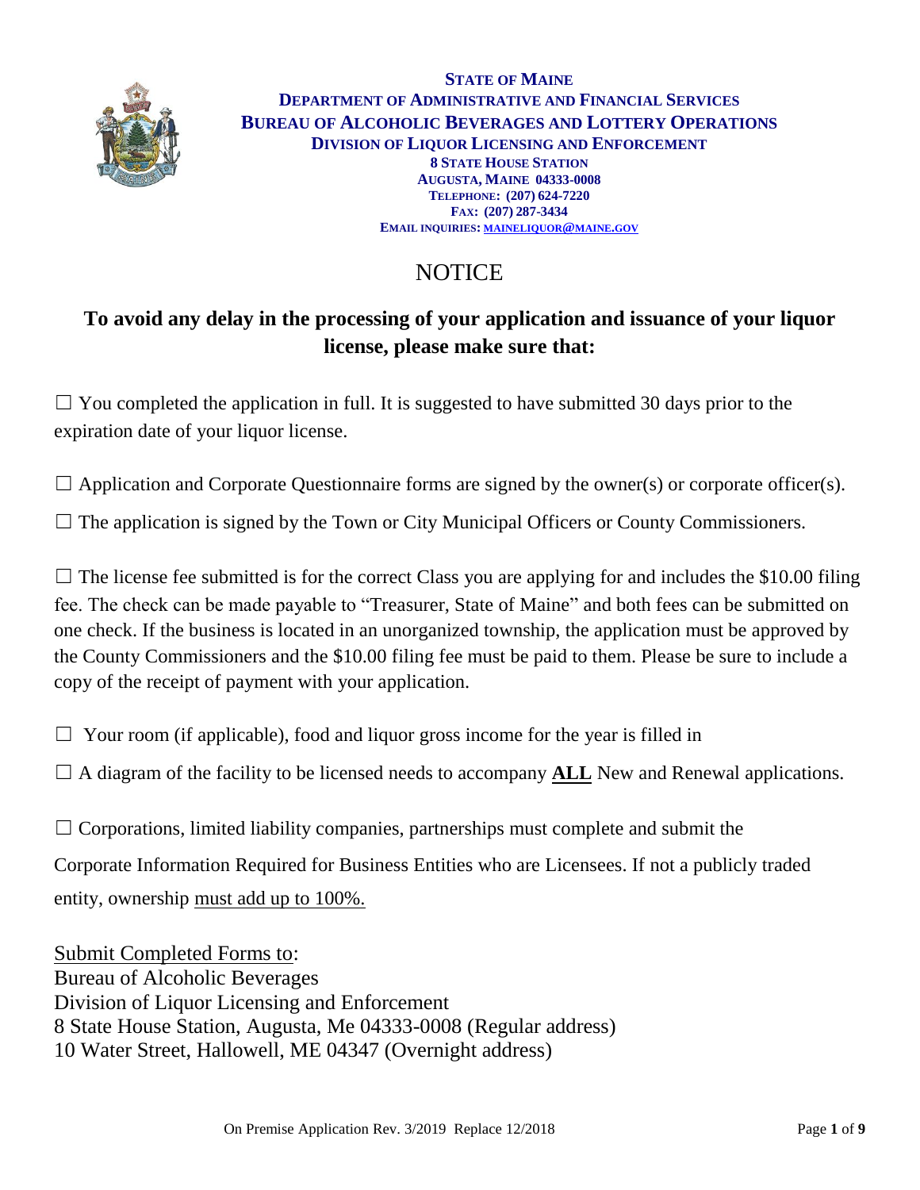**STATE OF MAINE**
**DEPARTMENT OF ADMINISTRATIVE AND FINANCIAL SERVICES**
**BUREAU OF ALCOHOLIC BEVERAGES AND LOTTERY OPERATIONS**
**DIVISION OF LIQUOR LICENSING AND ENFORCEMENT**
**8 STATE HOUSE STATION**
**AUGUSTA, MAINE 04333-0008**
**TELEPHONE: (207) 624-7220**
**FAX: (207) 287-3434**
**EMAIL INQUIRIES: MAINELIQUOR@MAINE.GOV**

# NOTICE

## To avoid any delay in the processing of your application and issuance of your liquor license, please make sure that:

☐ You completed the application in full. It is suggested to have submitted 30 days prior to the expiration date of your liquor license.

☐ Application and Corporate Questionnaire forms are signed by the owner(s) or corporate officer(s).

☐ The application is signed by the Town or City Municipal Officers or County Commissioners.

☐ The license fee submitted is for the correct Class you are applying for and includes the $10.00 filing fee. The check can be made payable to "Treasurer, State of Maine" and both fees can be submitted on one check. If the business is located in an unorganized township, the application must be approved by the County Commissioners and the $10.00 filing fee must be paid to them. Please be sure to include a copy of the receipt of payment with your application.

☐ Your room (if applicable), food and liquor gross income for the year is filled in

☐ A diagram of the facility to be licensed needs to accompany **ALL** New and Renewal applications.

☐ Corporations, limited liability companies, partnerships must complete and submit the Corporate Information Required for Business Entities who are Licensees. If not a publicly traded entity, ownership must add up to 100%.

Submit Completed Forms to:
Bureau of Alcoholic Beverages
Division of Liquor Licensing and Enforcement
8 State House Station, Augusta, Me 04333-0008 (Regular address)
10 Water Street, Hallowell, ME 04347 (Overnight address)

On Premise Application Rev. 3/2019 Replace 12/2018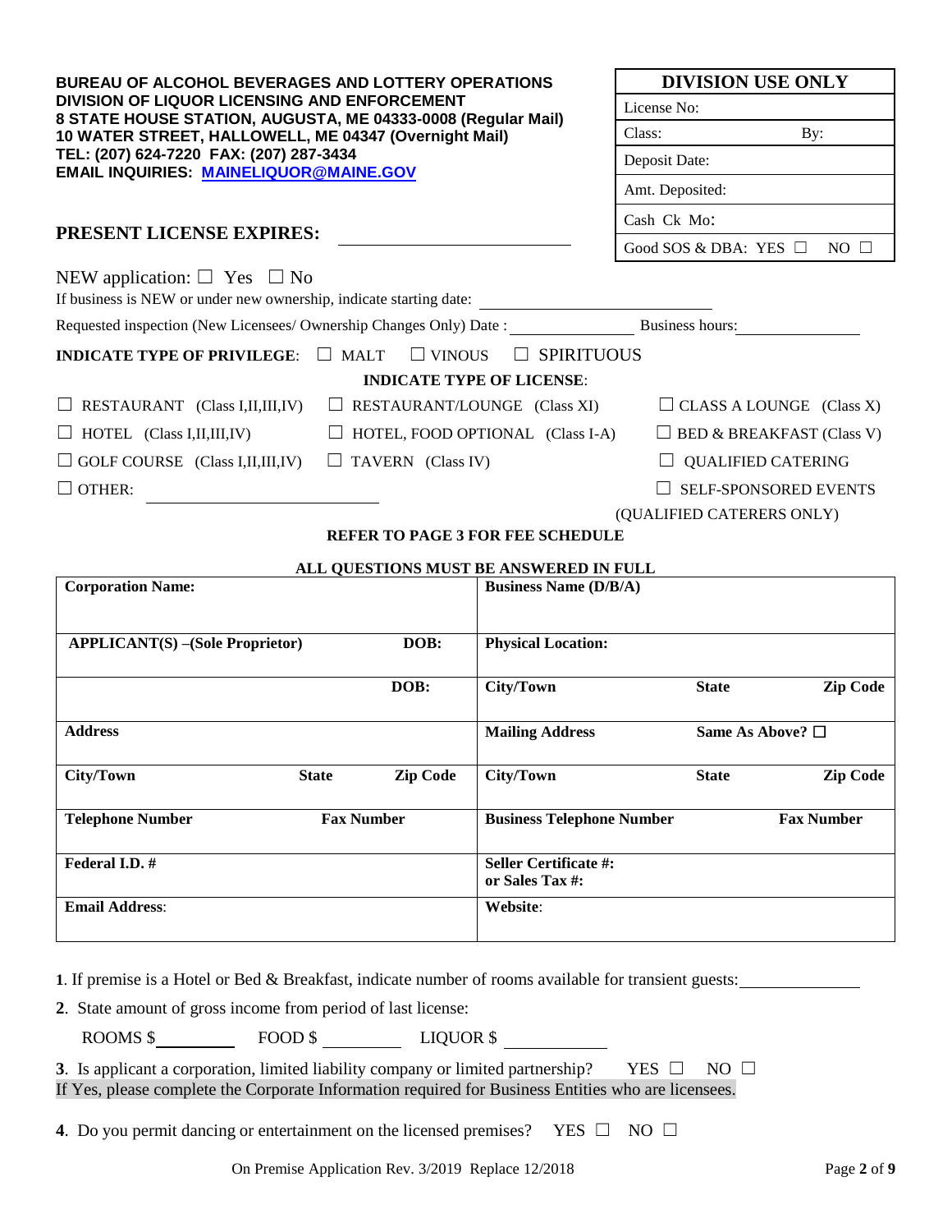**BUREAU OF ALCOHOL BEVERAGES AND LOTTERY OPERATIONS**
**DIVISION OF LIQUOR LICENSING AND ENFORCEMENT**
**8 STATE HOUSE STATION, AUGUSTA, ME 04333-0008 (Regular Mail)**
**10 WATER STREET, HALLOWELL, ME 04347 (Overnight Mail)**
**TEL: (207) 624-7220 FAX: (207) 287-3434**
**EMAIL INQUIRIES: MAINELIQUOR@MAINE.GOV**

| DIVISION USE ONLY | |
|---|---|
| License No: | |
| Class: | By: |
| Deposit Date: | |
| Amt. Deposited: | |
| Cash Ck Mo: | |
| Good SOS & DBA: YES ☐ | NO ☐ |

**PRESENT LICENSE EXPIRES:** ____________________

NEW application: ☐ Yes ☐ No

If business is NEW or under new ownership, indicate starting date: ____________________

Requested inspection (New Licensees/ Ownership Changes Only) Date : ______________ Business hours: ______________

**INDICATE TYPE OF PRIVILEGE**: ☐ MALT ☐ VINOUS ☐ SPIRITUOUS

**INDICATE TYPE OF LICENSE**:

☐ RESTAURANT (Class I,II,III,IV) ☐ RESTAURANT/LOUNGE (Class XI) ☐ CLASS A LOUNGE (Class X)

☐ HOTEL (Class I,II,III,IV) ☐ HOTEL, FOOD OPTIONAL (Class I-A) ☐ BED & BREAKFAST (Class V)

☐ GOLF COURSE (Class I,II,III,IV) ☐ TAVERN (Class IV) ☐ QUALIFIED CATERING

☐ OTHER: ____________________ ☐ SELF-SPONSORED EVENTS (QUALIFIED CATERERS ONLY)

**REFER TO PAGE 3 FOR FEE SCHEDULE**

**ALL QUESTIONS MUST BE ANSWERED IN FULL**

| | | | | | |
|---|---|---|---|---|---|
| **Corporation Name:** | | | **Business Name (D/B/A)** | | |
| **APPLICANT(S) –(Sole Proprietor)** | | **DOB:** | **Physical Location:** | | |
| | | **DOB:** | **City/Town** | **State** | **Zip Code** |
| **Address** | | | **Mailing Address** | **Same As Above? ☐** | |
| **City/Town** | **State** | **Zip Code** | **City/Town** | **State** | **Zip Code** |
| **Telephone Number** | **Fax Number** | | **Business Telephone Number** | | **Fax Number** |
| **Federal I.D. #** | | | **Seller Certificate #: or Sales Tax #:** | | |
| **Email Address**: | | | **Website**: | | |

**1**. If premise is a Hotel or Bed & Breakfast, indicate number of rooms available for transient guests: ______________

**2**. State amount of gross income from period of last license:

ROOMS $ __________ FOOD $ __________ LIQUOR $ __________

**3**. Is applicant a corporation, limited liability company or limited partnership? YES ☐ NO ☐

If Yes, please complete the Corporate Information required for Business Entities who are licensees.

**4**. Do you permit dancing or entertainment on the licensed premises? YES ☐ NO ☐

On Premise Application Rev. 3/2019 Replace 12/2018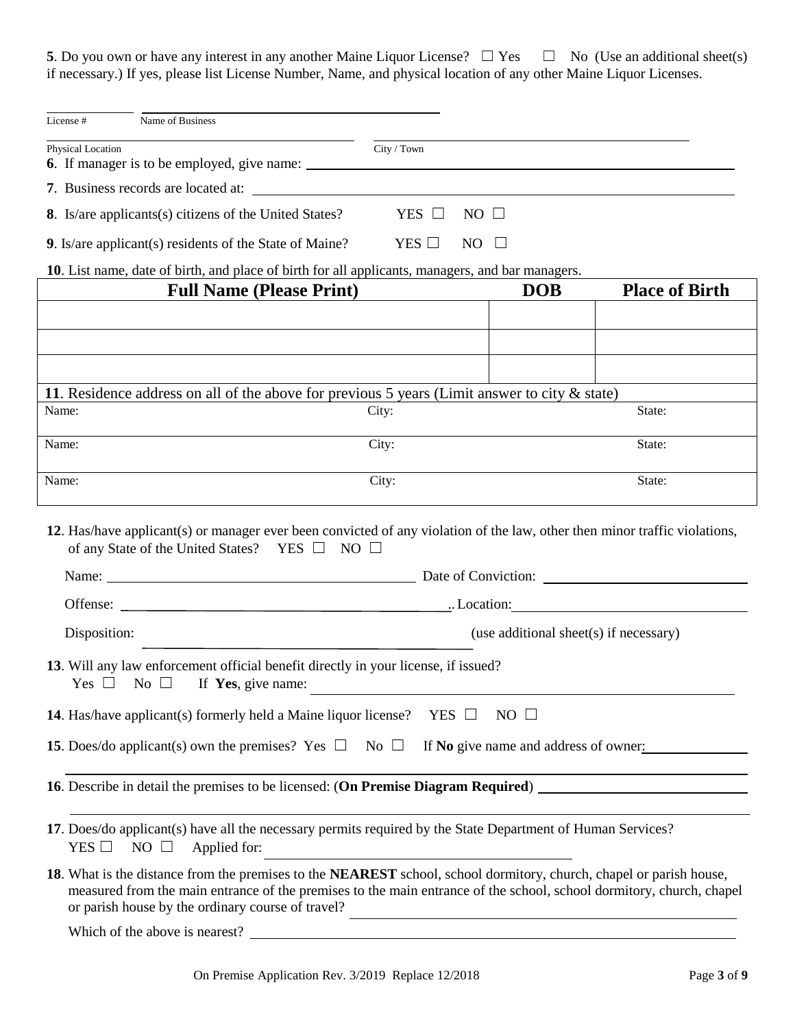**5**. Do you own or have any interest in any another Maine Liquor License? ☐ Yes ☐ No (Use an additional sheet(s) if necessary.) If yes, please list License Number, Name, and physical location of any other Maine Liquor Licenses.

License # _______ Name of Business _______________________

Physical Location _______________________ City / Town _______________________

**6**. If manager is to be employed, give name: _______________________

**7**. Business records are located at: _______________________

**8**. Is/are applicants(s) citizens of the United States? YES ☐ NO ☐

**9**. Is/are applicant(s) residents of the State of Maine? YES ☐ NO ☐

**10**. List name, date of birth, and place of birth for all applicants, managers, and bar managers.

| Full Name (Please Print) | DOB | Place of Birth |
|---|---|---|
| | | |
| | | |
| | | |

**11**. Residence address on all of the above for previous 5 years (Limit answer to city & state)

| Name: | City: | State: |
|---|---|---|
| Name: | City: | State: |
| Name: | City: | State: |

**12**. Has/have applicant(s) or manager ever been convicted of any violation of the law, other then minor traffic violations, of any State of the United States? YES ☐ NO ☐

Name: _______________________ Date of Conviction: _______________________

Offense: _______________________. Location: _______________________

Disposition: _______________________ (use additional sheet(s) if necessary)

**13**. Will any law enforcement official benefit directly in your license, if issued?
Yes ☐ No ☐ If **Yes**, give name: _______________________

**14**. Has/have applicant(s) formerly held a Maine liquor license? YES ☐ NO ☐

**15**. Does/do applicant(s) own the premises? Yes ☐ No ☐ If **No** give name and address of owner: _______________________

**16**. Describe in detail the premises to be licensed: (**On Premise Diagram Required**) _______________________

**17**. Does/do applicant(s) have all the necessary permits required by the State Department of Human Services?
YES ☐ NO ☐ Applied for: _______________________

**18**. What is the distance from the premises to the **NEAREST** school, school dormitory, church, chapel or parish house, measured from the main entrance of the premises to the main entrance of the school, school dormitory, church, chapel or parish house by the ordinary course of travel? _______________________

Which of the above is nearest? _______________________

On Premise Application Rev. 3/2019 Replace 12/2018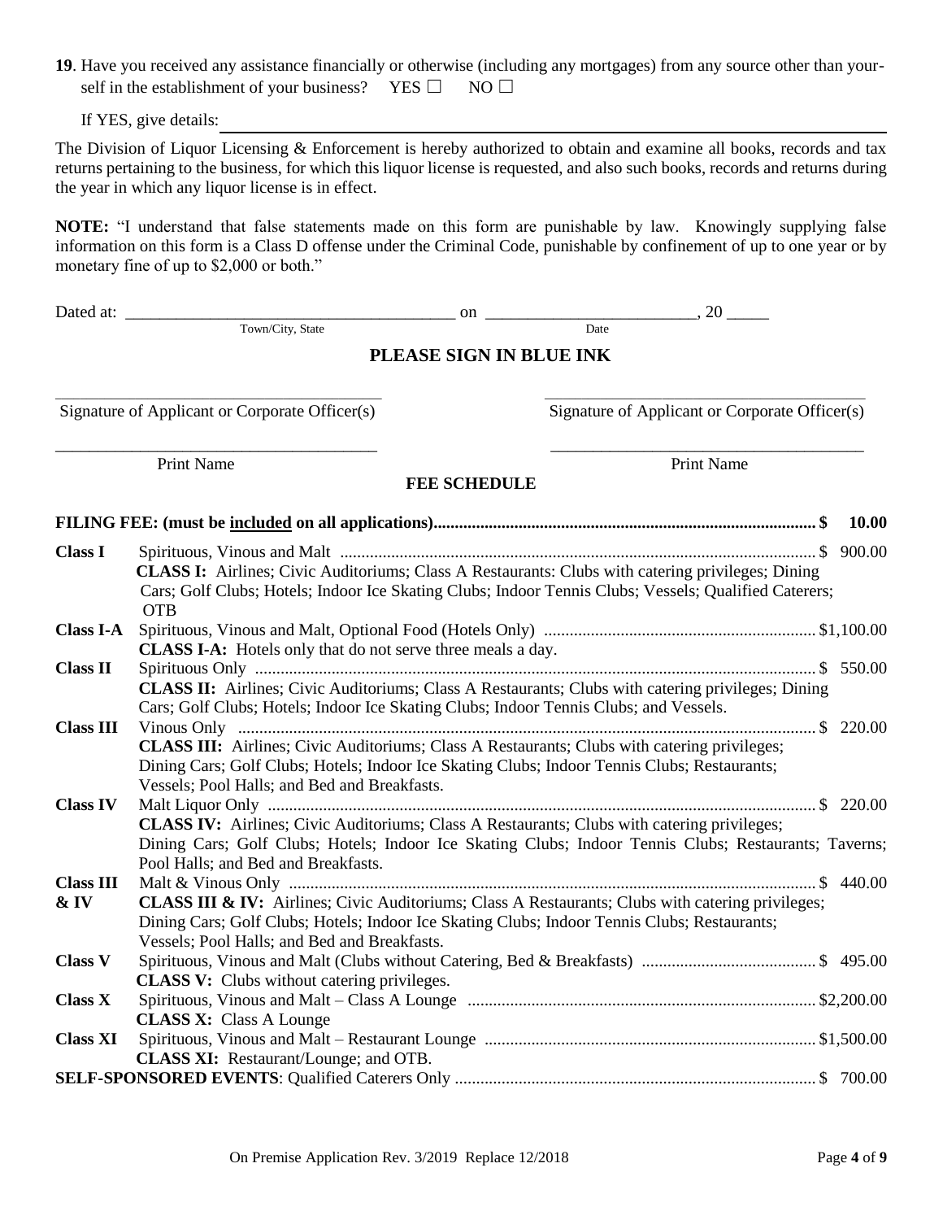**19**. Have you received any assistance financially or otherwise (including any mortgages) from any source other than yourself in the establishment of your business? YES ☐ NO ☐

If YES, give details: ______________________________________________

The Division of Liquor Licensing & Enforcement is hereby authorized to obtain and examine all books, records and tax returns pertaining to the business, for which this liquor license is requested, and also such books, records and returns during the year in which any liquor license is in effect.

**NOTE:** "I understand that false statements made on this form are punishable by law. Knowingly supplying false information on this form is a Class D offense under the Criminal Code, punishable by confinement of up to one year or by monetary fine of up to $2,000 or both."

Dated at: ______________________________ on ______________________, 20 _____
Town/City, State — Date

**PLEASE SIGN IN BLUE INK**

______________________________ ______________________________
Signature of Applicant or Corporate Officer(s) — Signature of Applicant or Corporate Officer(s)

______________________________ ______________________________
Print Name — Print Name

## FEE SCHEDULE

**FILING FEE: (must be included on all applications)....................................... $ 10.00**

| | | |
|---|---|---|
| **Class I** | Spirituous, Vinous and Malt<br>**CLASS I:** Airlines; Civic Auditoriums; Class A Restaurants: Clubs with catering privileges; Dining Cars; Golf Clubs; Hotels; Indoor Ice Skating Clubs; Indoor Tennis Clubs; Vessels; Qualified Caterers; OTB | $ 900.00 |
| **Class I-A** | Spirituous, Vinous and Malt, Optional Food (Hotels Only)<br>**CLASS I-A:** Hotels only that do not serve three meals a day. | $1,100.00 |
| **Class II** | Spirituous Only<br>**CLASS II:** Airlines; Civic Auditoriums; Class A Restaurants; Clubs with catering privileges; Dining Cars; Golf Clubs; Hotels; Indoor Ice Skating Clubs; Indoor Tennis Clubs; and Vessels. | $ 550.00 |
| **Class III** | Vinous Only<br>**CLASS III:** Airlines; Civic Auditoriums; Class A Restaurants; Clubs with catering privileges; Dining Cars; Golf Clubs; Hotels; Indoor Ice Skating Clubs; Indoor Tennis Clubs; Restaurants; Vessels; Pool Halls; and Bed and Breakfasts. | $ 220.00 |
| **Class IV** | Malt Liquor Only<br>**CLASS IV:** Airlines; Civic Auditoriums; Class A Restaurants; Clubs with catering privileges; Dining Cars; Golf Clubs; Hotels; Indoor Ice Skating Clubs; Indoor Tennis Clubs; Restaurants; Taverns; Pool Halls; and Bed and Breakfasts. | $ 220.00 |
| **Class III & IV** | Malt & Vinous Only<br>**CLASS III & IV:** Airlines; Civic Auditoriums; Class A Restaurants; Clubs with catering privileges; Dining Cars; Golf Clubs; Hotels; Indoor Ice Skating Clubs; Indoor Tennis Clubs; Restaurants; Vessels; Pool Halls; and Bed and Breakfasts. | $ 440.00 |
| **Class V** | Spirituous, Vinous and Malt (Clubs without Catering, Bed & Breakfasts)<br>**CLASS V:** Clubs without catering privileges. | $ 495.00 |
| **Class X** | Spirituous, Vinous and Malt – Class A Lounge<br>**CLASS X:** Class A Lounge | $2,200.00 |
| **Class XI** | Spirituous, Vinous and Malt – Restaurant Lounge<br>**CLASS XI:** Restaurant/Lounge; and OTB. | $1,500.00 |
| **SELF-SPONSORED EVENTS**: Qualified Caterers Only | | $ 700.00 |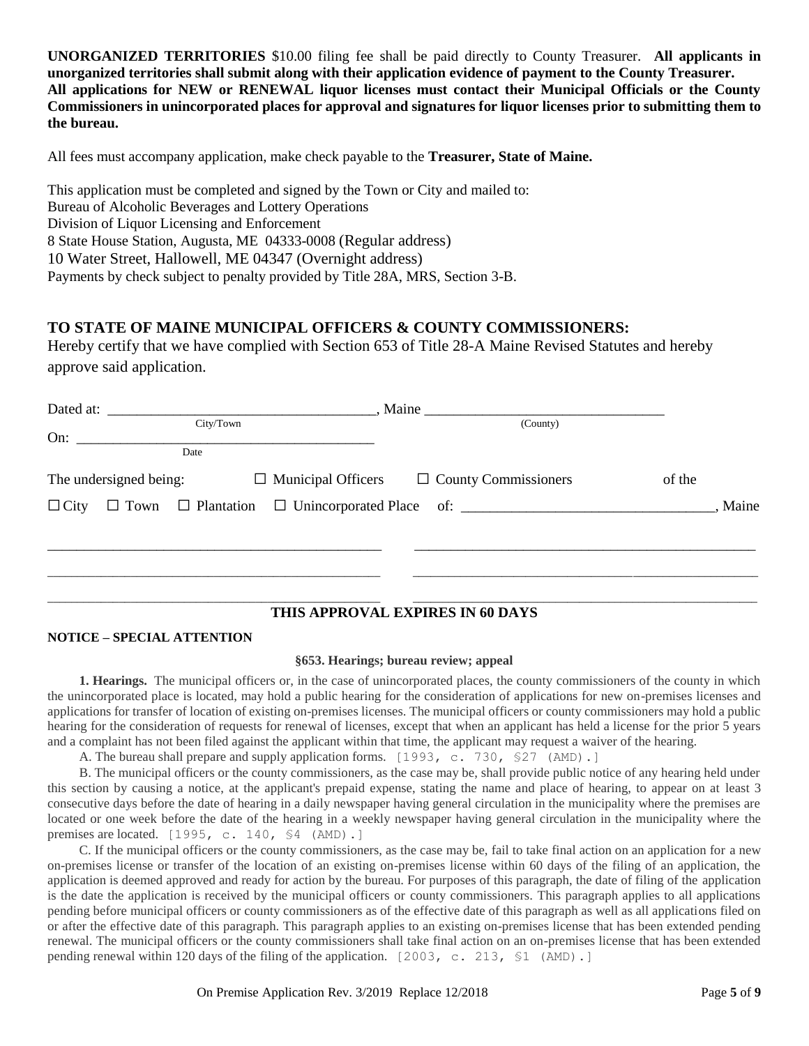**UNORGANIZED TERRITORIES** $10.00 filing fee shall be paid directly to County Treasurer. **All applicants in unorganized territories shall submit along with their application evidence of payment to the County Treasurer.**
**All applications for NEW or RENEWAL liquor licenses must contact their Municipal Officials or the County Commissioners in unincorporated places for approval and signatures for liquor licenses prior to submitting them to the bureau.**

All fees must accompany application, make check payable to the **Treasurer, State of Maine.**

This application must be completed and signed by the Town or City and mailed to:
Bureau of Alcoholic Beverages and Lottery Operations
Division of Liquor Licensing and Enforcement
8 State House Station, Augusta, ME 04333-0008 (Regular address)
10 Water Street, Hallowell, ME 04347 (Overnight address)
Payments by check subject to penalty provided by Title 28A, MRS, Section 3-B.

## TO STATE OF MAINE MUNICIPAL OFFICERS & COUNTY COMMISSIONERS:

Hereby certify that we have complied with Section 653 of Title 28-A Maine Revised Statutes and hereby approve said application.

Dated at: ____________________________________, Maine ________________________________
City/Town (County)

On: __________________________________________
Date

The undersigned being: ☐ Municipal Officers ☐ County Commissioners of the

☐ City ☐ Town ☐ Plantation ☐ Unincorporated Place of: __________________________________, Maine

_______________________________________________ _______________________________________________

_______________________________________________ _______________________________________________

_______________________________________________ _______________________________________________

**THIS APPROVAL EXPIRES IN 60 DAYS**

**NOTICE – SPECIAL ATTENTION**

**§653. Hearings; bureau review; appeal**

**1. Hearings.** The municipal officers or, in the case of unincorporated places, the county commissioners of the county in which the unincorporated place is located, may hold a public hearing for the consideration of applications for new on-premises licenses and applications for transfer of location of existing on-premises licenses. The municipal officers or county commissioners may hold a public hearing for the consideration of requests for renewal of licenses, except that when an applicant has held a license for the prior 5 years and a complaint has not been filed against the applicant within that time, the applicant may request a waiver of the hearing.

A. The bureau shall prepare and supply application forms. [1993, c. 730, §27 (AMD).]

B. The municipal officers or the county commissioners, as the case may be, shall provide public notice of any hearing held under this section by causing a notice, at the applicant's prepaid expense, stating the name and place of hearing, to appear on at least 3 consecutive days before the date of hearing in a daily newspaper having general circulation in the municipality where the premises are located or one week before the date of the hearing in a weekly newspaper having general circulation in the municipality where the premises are located. [1995, c. 140, §4 (AMD).]

C. If the municipal officers or the county commissioners, as the case may be, fail to take final action on an application for a new on-premises license or transfer of the location of an existing on-premises license within 60 days of the filing of an application, the application is deemed approved and ready for action by the bureau. For purposes of this paragraph, the date of filing of the application is the date the application is received by the municipal officers or county commissioners. This paragraph applies to all applications pending before municipal officers or county commissioners as of the effective date of this paragraph as well as all applications filed on or after the effective date of this paragraph. This paragraph applies to an existing on-premises license that has been extended pending renewal. The municipal officers or the county commissioners shall take final action on an on-premises license that has been extended pending renewal within 120 days of the filing of the application. [2003, c. 213, §1 (AMD).]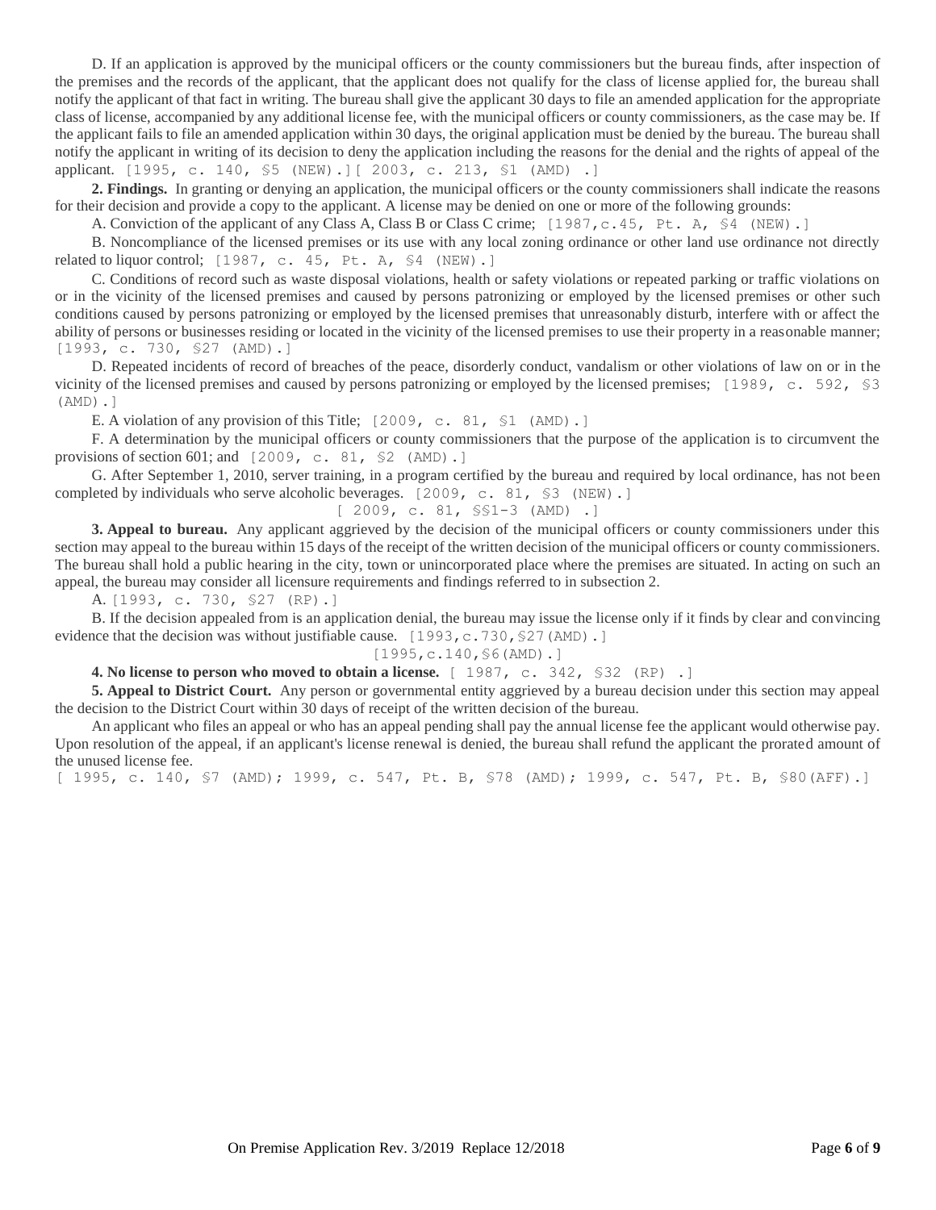D. If an application is approved by the municipal officers or the county commissioners but the bureau finds, after inspection of the premises and the records of the applicant, that the applicant does not qualify for the class of license applied for, the bureau shall notify the applicant of that fact in writing. The bureau shall give the applicant 30 days to file an amended application for the appropriate class of license, accompanied by any additional license fee, with the municipal officers or county commissioners, as the case may be. If the applicant fails to file an amended application within 30 days, the original application must be denied by the bureau. The bureau shall notify the applicant in writing of its decision to deny the application including the reasons for the denial and the rights of appeal of the applicant. [1995, c. 140, §5 (NEW).][ 2003, c. 213, §1 (AMD) .]

**2. Findings.** In granting or denying an application, the municipal officers or the county commissioners shall indicate the reasons for their decision and provide a copy to the applicant. A license may be denied on one or more of the following grounds:

A. Conviction of the applicant of any Class A, Class B or Class C crime; [1987,c.45, Pt. A, §4 (NEW).]

B. Noncompliance of the licensed premises or its use with any local zoning ordinance or other land use ordinance not directly related to liquor control; [1987, c. 45, Pt. A, §4 (NEW).]

C. Conditions of record such as waste disposal violations, health or safety violations or repeated parking or traffic violations on or in the vicinity of the licensed premises and caused by persons patronizing or employed by the licensed premises or other such conditions caused by persons patronizing or employed by the licensed premises that unreasonably disturb, interfere with or affect the ability of persons or businesses residing or located in the vicinity of the licensed premises to use their property in a reasonable manner; [1993, c. 730, §27 (AMD).]

D. Repeated incidents of record of breaches of the peace, disorderly conduct, vandalism or other violations of law on or in the vicinity of the licensed premises and caused by persons patronizing or employed by the licensed premises; [1989, c. 592, §3 (AMD).]

E. A violation of any provision of this Title; [2009, c. 81, §1 (AMD).]

F. A determination by the municipal officers or county commissioners that the purpose of the application is to circumvent the provisions of section 601; and [2009, c. 81, §2 (AMD).]

G. After September 1, 2010, server training, in a program certified by the bureau and required by local ordinance, has not been completed by individuals who serve alcoholic beverages. [2009, c. 81, §3 (NEW).]

[ 2009, c. 81, §§1-3 (AMD) .]

**3. Appeal to bureau.** Any applicant aggrieved by the decision of the municipal officers or county commissioners under this section may appeal to the bureau within 15 days of the receipt of the written decision of the municipal officers or county commissioners. The bureau shall hold a public hearing in the city, town or unincorporated place where the premises are situated. In acting on such an appeal, the bureau may consider all licensure requirements and findings referred to in subsection 2.

A. [1993, c. 730, §27 (RP).]

B. If the decision appealed from is an application denial, the bureau may issue the license only if it finds by clear and convincing evidence that the decision was without justifiable cause. [1993,c.730,§27(AMD).]

[1995,c.140,§6(AMD).]

**4. No license to person who moved to obtain a license.** [ 1987, c. 342, §32 (RP) .]

**5. Appeal to District Court.** Any person or governmental entity aggrieved by a bureau decision under this section may appeal the decision to the District Court within 30 days of receipt of the written decision of the bureau.

An applicant who files an appeal or who has an appeal pending shall pay the annual license fee the applicant would otherwise pay. Upon resolution of the appeal, if an applicant's license renewal is denied, the bureau shall refund the applicant the prorated amount of the unused license fee.

[ 1995, c. 140, §7 (AMD); 1999, c. 547, Pt. B, §78 (AMD); 1999, c. 547, Pt. B, §80(AFF).]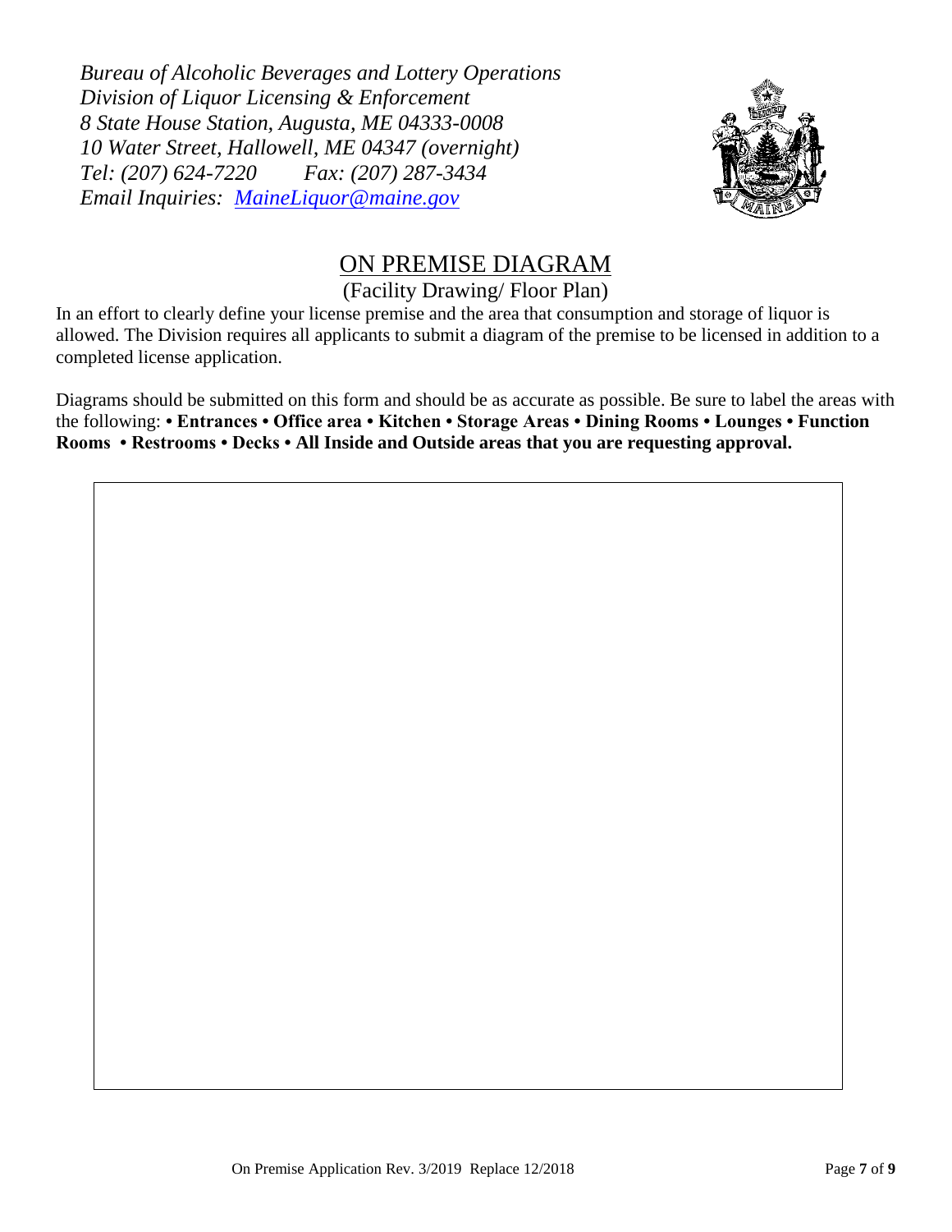*Bureau of Alcoholic Beverages and Lottery Operations*
*Division of Liquor Licensing & Enforcement*
*8 State House Station, Augusta, ME 04333-0008*
*10 Water Street, Hallowell, ME 04347 (overnight)*
*Tel: (207) 624-7220 Fax: (207) 287-3434*
*Email Inquiries: MaineLiquor@maine.gov*

# ON PREMISE DIAGRAM

(Facility Drawing/ Floor Plan)

In an effort to clearly define your license premise and the area that consumption and storage of liquor is allowed. The Division requires all applicants to submit a diagram of the premise to be licensed in addition to a completed license application.

Diagrams should be submitted on this form and should be as accurate as possible. Be sure to label the areas with the following: **• Entrances • Office area • Kitchen • Storage Areas • Dining Rooms • Lounges • Function Rooms • Restrooms • Decks • All Inside and Outside areas that you are requesting approval.**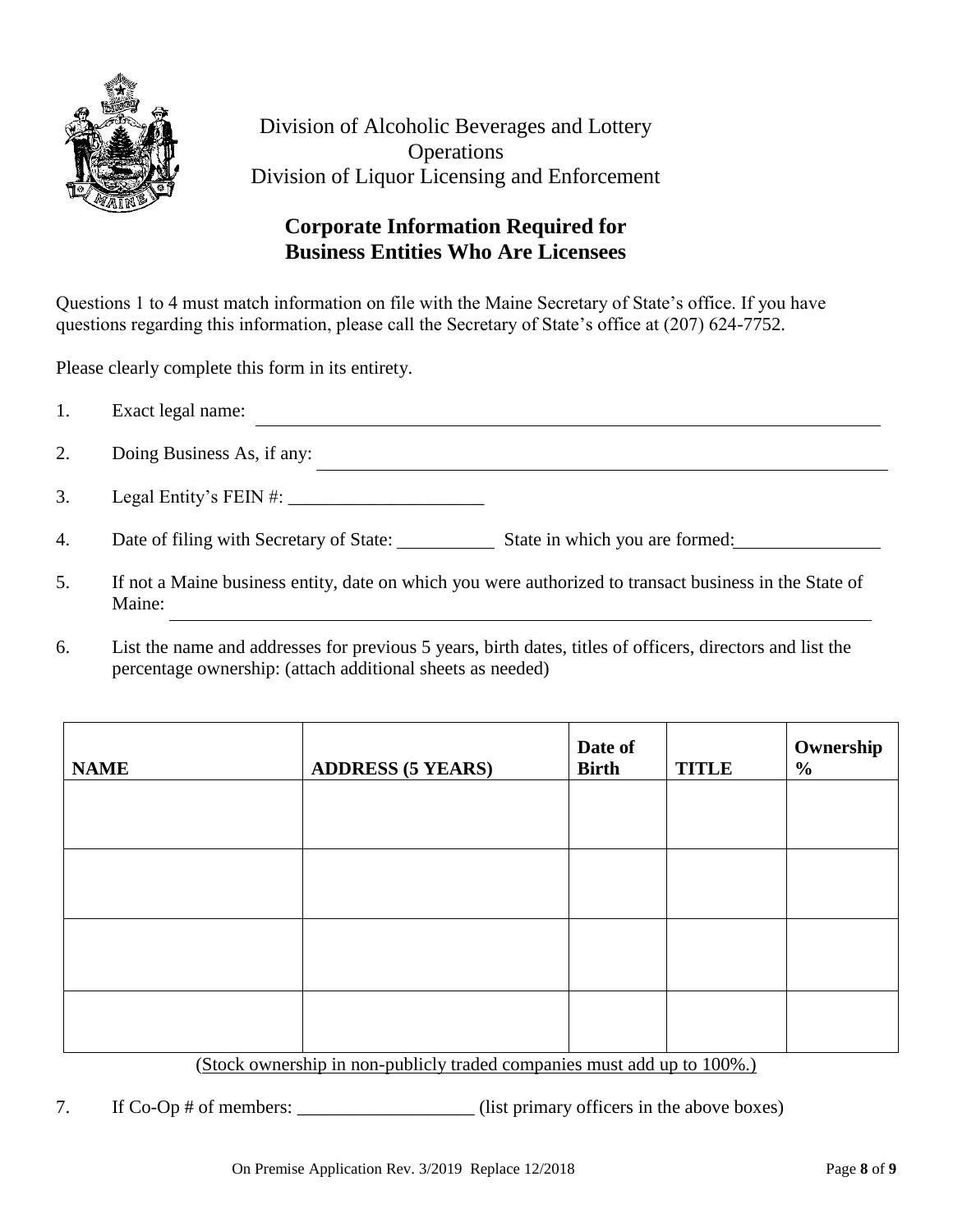Division of Alcoholic Beverages and Lottery Operations
Division of Liquor Licensing and Enforcement

## Corporate Information Required for Business Entities Who Are Licensees

Questions 1 to 4 must match information on file with the Maine Secretary of State's office. If you have questions regarding this information, please call the Secretary of State's office at (207) 624-7752.

Please clearly complete this form in its entirety.

1. Exact legal name: ____________________

2. Doing Business As, if any: ____________________

3. Legal Entity's FEIN #: ____________________

4. Date of filing with Secretary of State: __________ State in which you are formed: __________

5. If not a Maine business entity, date on which you were authorized to transact business in the State of Maine: ____________________

6. List the name and addresses for previous 5 years, birth dates, titles of officers, directors and list the percentage ownership: (attach additional sheets as needed)

| NAME | ADDRESS (5 YEARS) | Date of Birth | TITLE | Ownership % |
|---|---|---|---|---|
| | | | | |
| | | | | |
| | | | | |
| | | | | |

(Stock ownership in non-publicly traded companies must add up to 100%.)

7. If Co-Op # of members: ____________________ (list primary officers in the above boxes)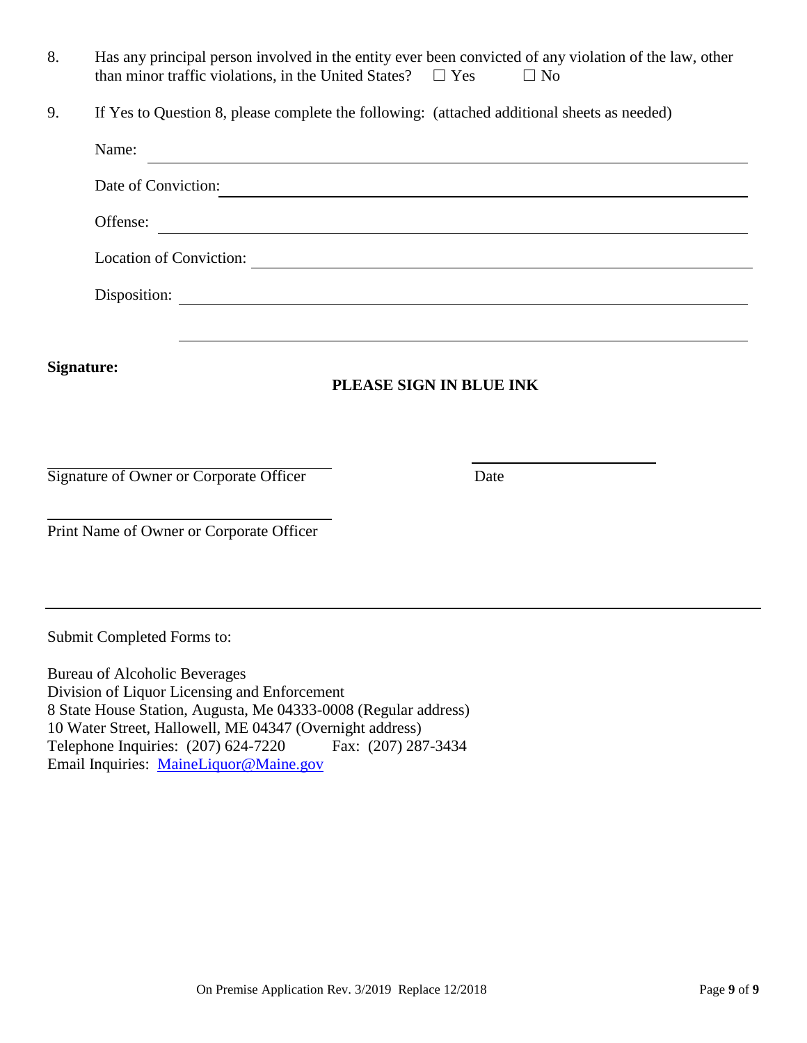8. Has any principal person involved in the entity ever been convicted of any violation of the law, other than minor traffic violations, in the United States? ☐ Yes ☐ No

9. If Yes to Question 8, please complete the following: (attached additional sheets as needed)

   Name: ______________________________

   Date of Conviction: ______________________________

   Offense: ______________________________

   Location of Conviction: ______________________________

   Disposition: ______________________________

   ______________________________

**Signature:**

**PLEASE SIGN IN BLUE INK**

______________________________ ______________________________
Signature of Owner or Corporate Officer Date

______________________________
Print Name of Owner or Corporate Officer

---

Submit Completed Forms to:

Bureau of Alcoholic Beverages
Division of Liquor Licensing and Enforcement
8 State House Station, Augusta, Me 04333-0008 (Regular address)
10 Water Street, Hallowell, ME 04347 (Overnight address)
Telephone Inquiries: (207) 624-7220 Fax: (207) 287-3434
Email Inquiries: [MaineLiquor@Maine.gov](mailto:MaineLiquor@Maine.gov)

On Premise Application Rev. 3/2019 Replace 12/2018